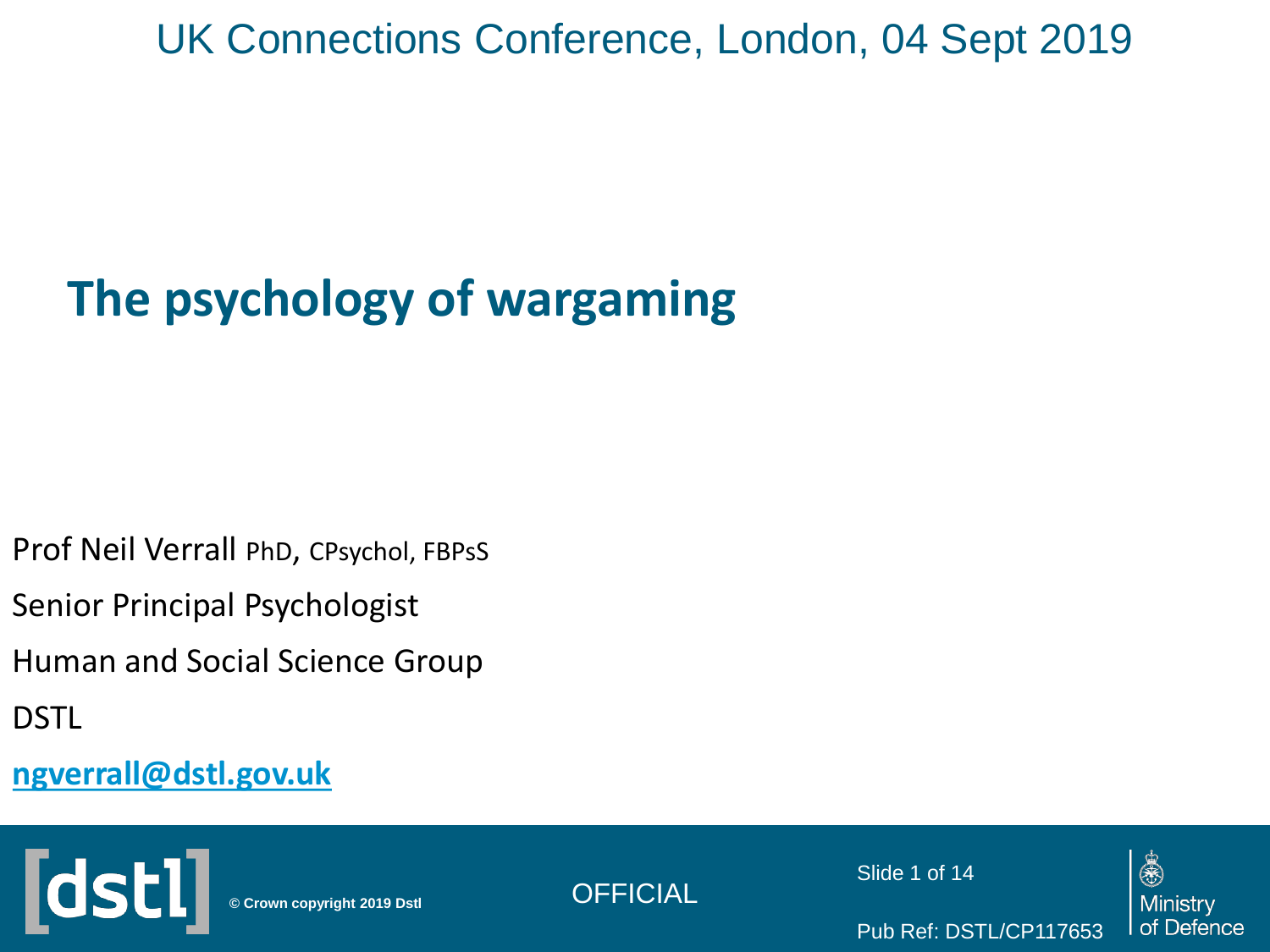UK Connections Conference, London, 04 Sept 2019

# The psychology of wargaming

Prof Neil Verrall PhD, CPsychol, FBPsS

Senior Principal Psychologist

Human and Social Science Group

DSTL

ngverrall@dstl.gov.uk

© Crown copyright 2019 Dstl

OFFICIAL

Pub Ref: DSTL/CP117653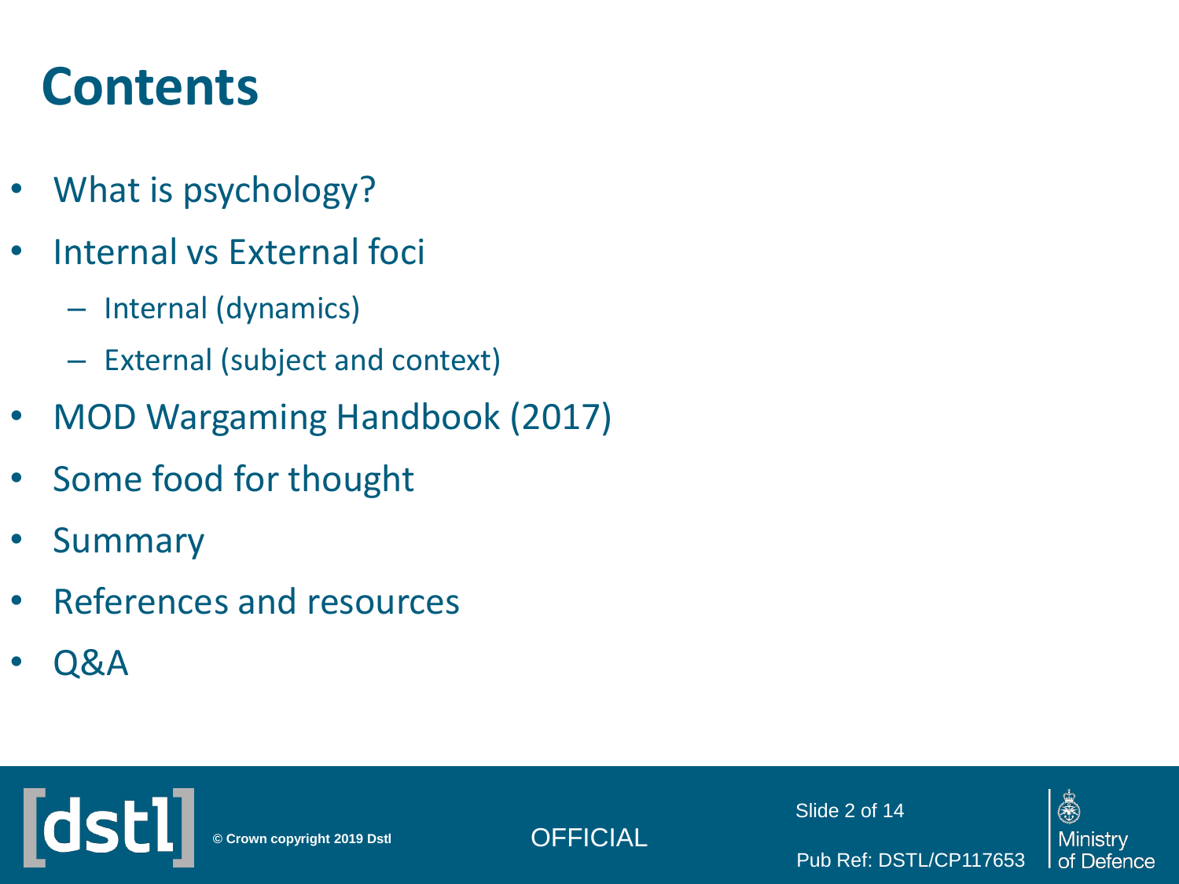# Contents

- What is psychology?
- Internal vs External foci
  - Internal (dynamics)
  - External (subject and context)
- MOD Wargaming Handbook (2017)
- Some food for thought
- Summary
- References and resources
- Q&A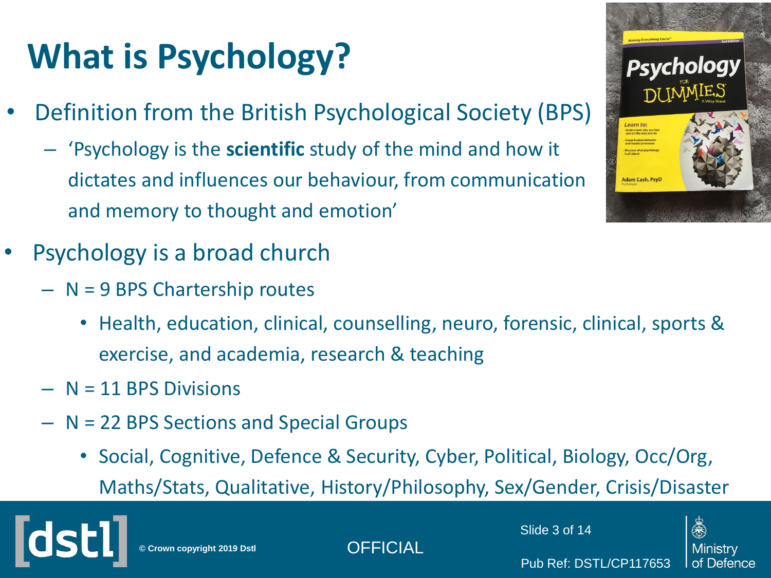# What is Psychology?

- Definition from the British Psychological Society (BPS)
  - 'Psychology is the **scientific** study of the mind and how it dictates and influences our behaviour, from communication and memory to thought and emotion'
- Psychology is a broad church
  - N = 9 BPS Chartership routes
    - Health, education, clinical, counselling, neuro, forensic, clinical, sports & exercise, and academia, research & teaching
  - N = 11 BPS Divisions
  - N = 22 BPS Sections and Special Groups
    - Social, Cognitive, Defence & Security, Cyber, Political, Biology, Occ/Org, Maths/Stats, Qualitative, History/Philosophy, Sex/Gender, Crisis/Disaster

© Crown copyright 2019 Dstl

OFFICIAL

Pub Ref: DSTL/CP117653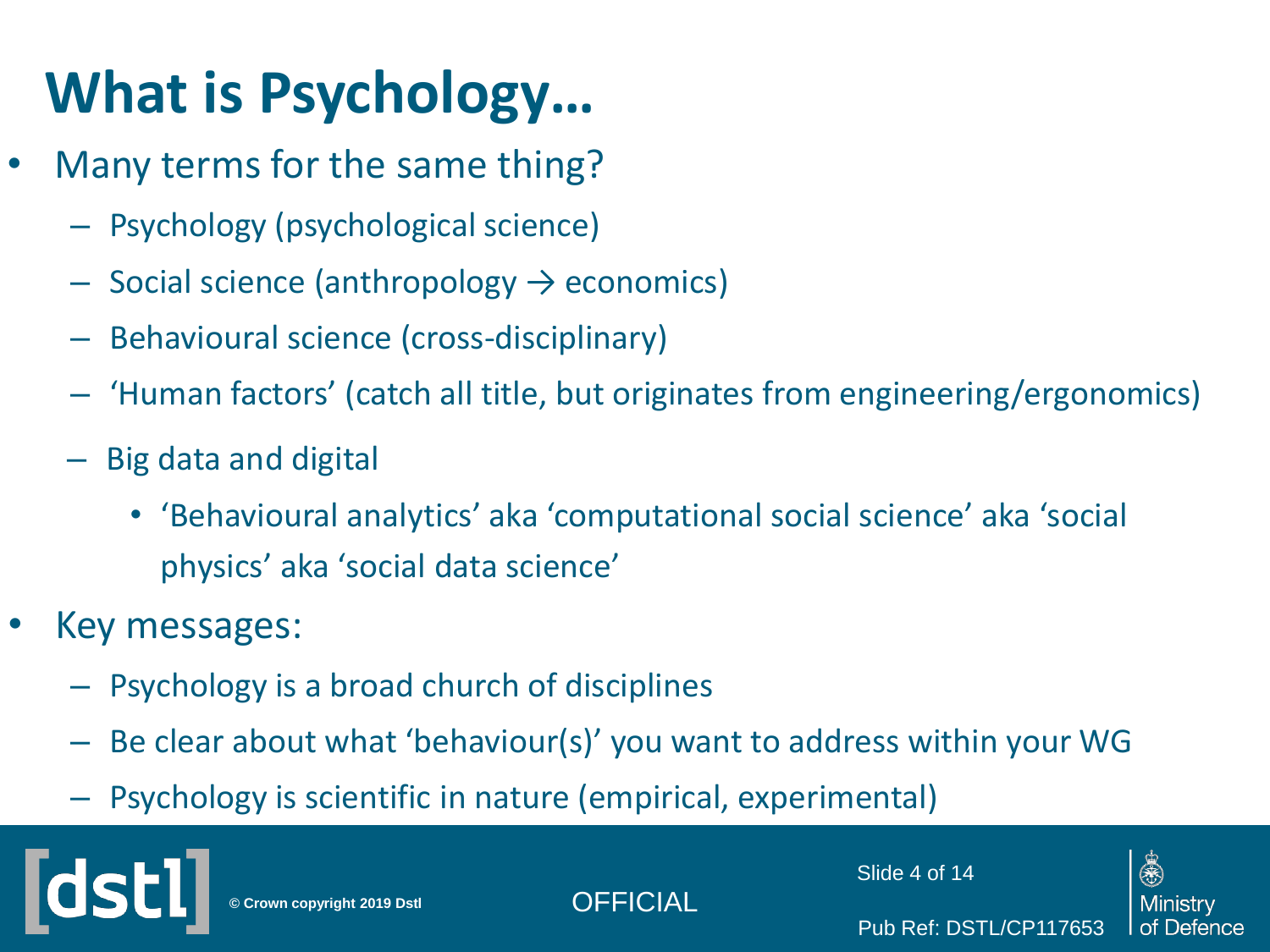# What is Psychology…

- Many terms for the same thing?
  - Psychology (psychological science)
  - Social science (anthropology → economics)
  - Behavioural science (cross-disciplinary)
  - 'Human factors' (catch all title, but originates from engineering/ergonomics)
  - Big data and digital
    - 'Behavioural analytics' aka 'computational social science' aka 'social physics' aka 'social data science'
- Key messages:
  - Psychology is a broad church of disciplines
  - Be clear about what 'behaviour(s)' you want to address within your WG
  - Psychology is scientific in nature (empirical, experimental)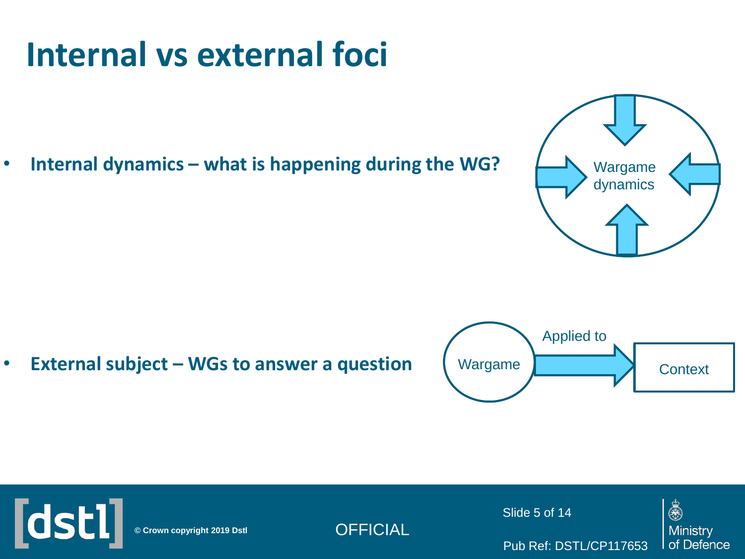# Internal vs external foci

- **Internal dynamics – what is happening during the WG?**

Wargame dynamics

- **External subject – WGs to answer a question**

Wargame — Applied to → Context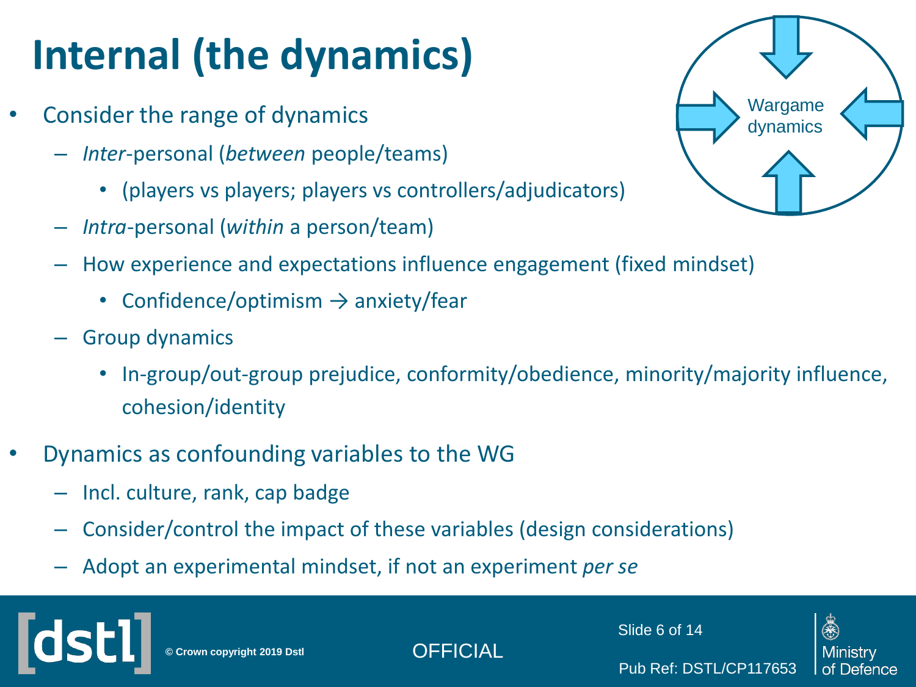# Internal (the dynamics)

Wargame dynamics

- Consider the range of dynamics
  - *Inter*-personal (*between* people/teams)
    - (players vs players; players vs controllers/adjudicators)
  - *Intra*-personal (*within* a person/team)
  - How experience and expectations influence engagement (fixed mindset)
    - Confidence/optimism → anxiety/fear
  - Group dynamics
    - In-group/out-group prejudice, conformity/obedience, minority/majority influence, cohesion/identity
- Dynamics as confounding variables to the WG
  - Incl. culture, rank, cap badge
  - Consider/control the impact of these variables (design considerations)
  - Adopt an experimental mindset, if not an experiment *per se*

© Crown copyright 2019 Dstl

OFFICIAL

Pub Ref: DSTL/CP117653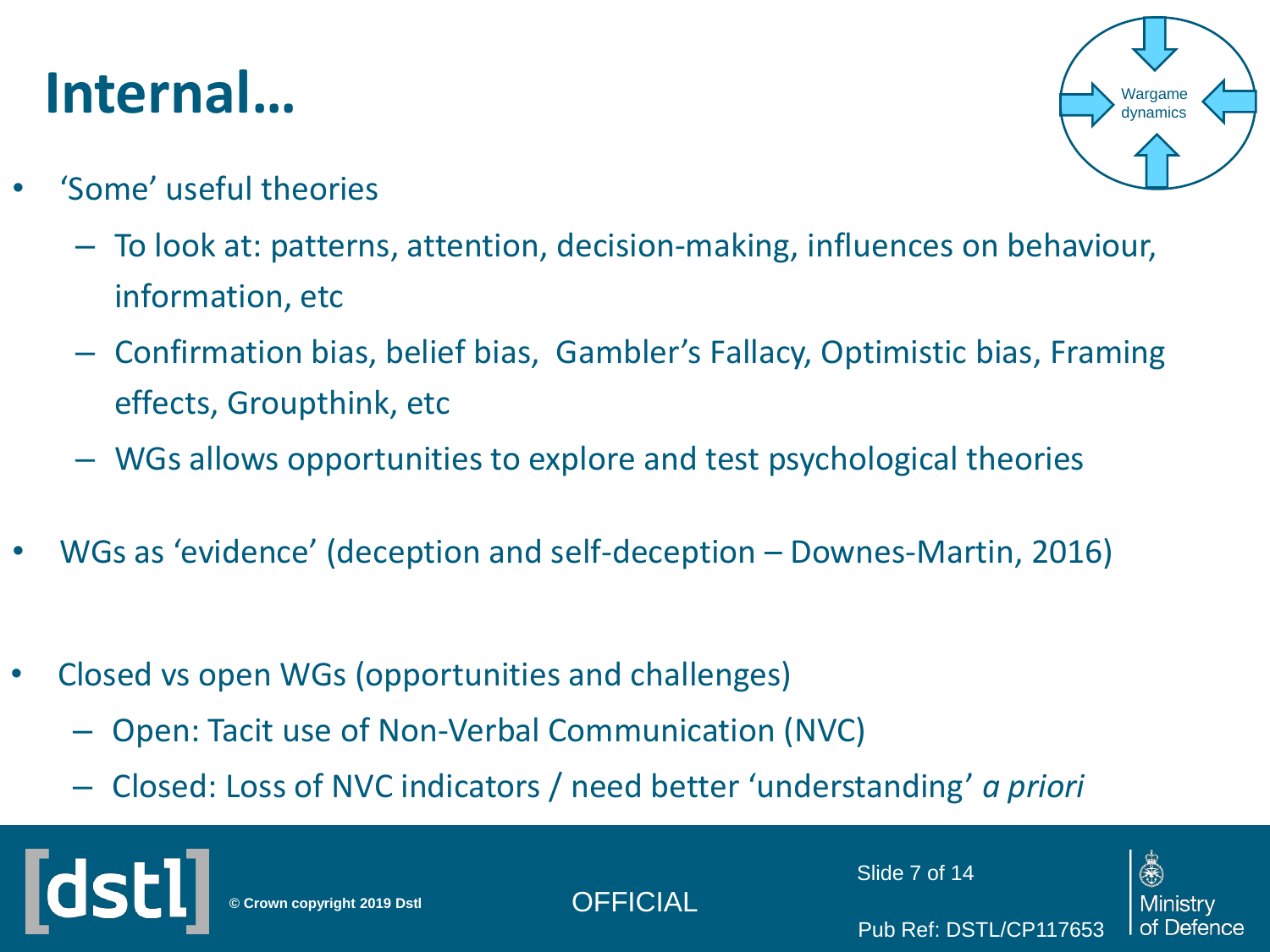# Internal…

Wargame dynamics

- 'Some' useful theories
  - To look at: patterns, attention, decision-making, influences on behaviour, information, etc
  - Confirmation bias, belief bias, Gambler's Fallacy, Optimistic bias, Framing effects, Groupthink, etc
  - WGs allows opportunities to explore and test psychological theories
- WGs as 'evidence' (deception and self-deception – Downes-Martin, 2016)
- Closed vs open WGs (opportunities and challenges)
  - Open: Tacit use of Non-Verbal Communication (NVC)
  - Closed: Loss of NVC indicators / need better 'understanding' *a priori*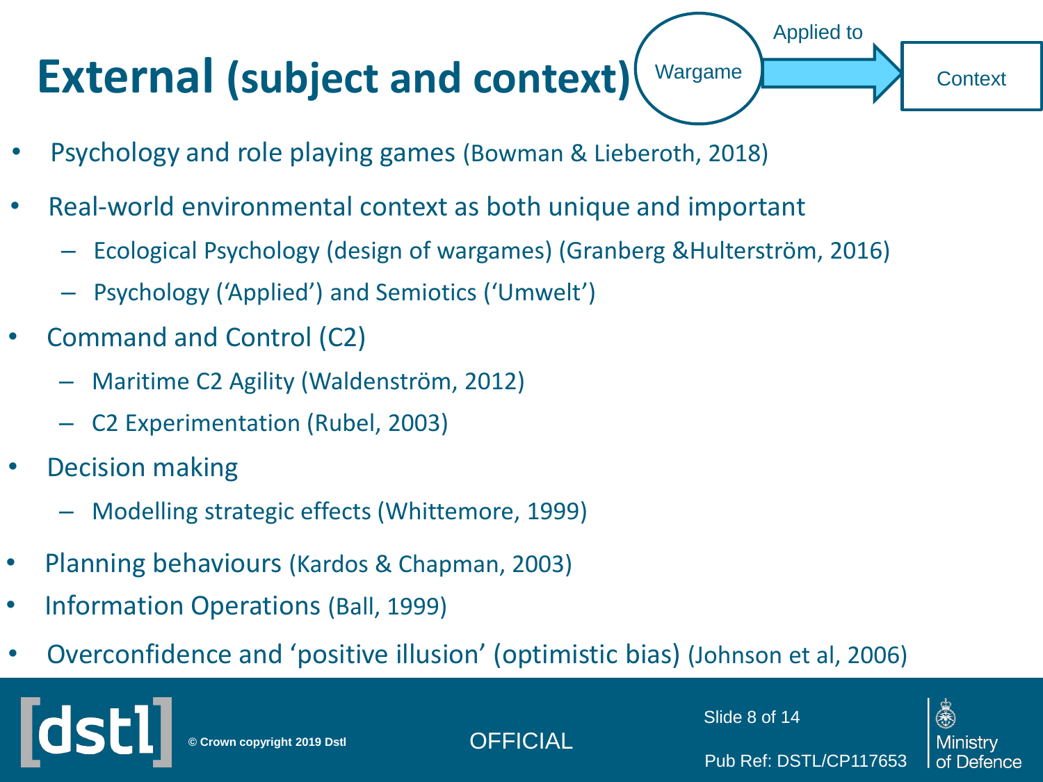# External (subject and context)

Wargame → Applied to → Context

- Psychology and role playing games (Bowman & Lieberoth, 2018)
- Real-world environmental context as both unique and important
  - Ecological Psychology (design of wargames) (Granberg &Hulterström, 2016)
  - Psychology ('Applied') and Semiotics ('Umwelt')
- Command and Control (C2)
  - Maritime C2 Agility (Waldenström, 2012)
  - C2 Experimentation (Rubel, 2003)
- Decision making
  - Modelling strategic effects (Whittemore, 1999)
- Planning behaviours (Kardos & Chapman, 2003)
- Information Operations (Ball, 1999)
- Overconfidence and 'positive illusion' (optimistic bias) (Johnson et al, 2006)

© Crown copyright 2019 Dstl

OFFICIAL

Pub Ref: DSTL/CP117653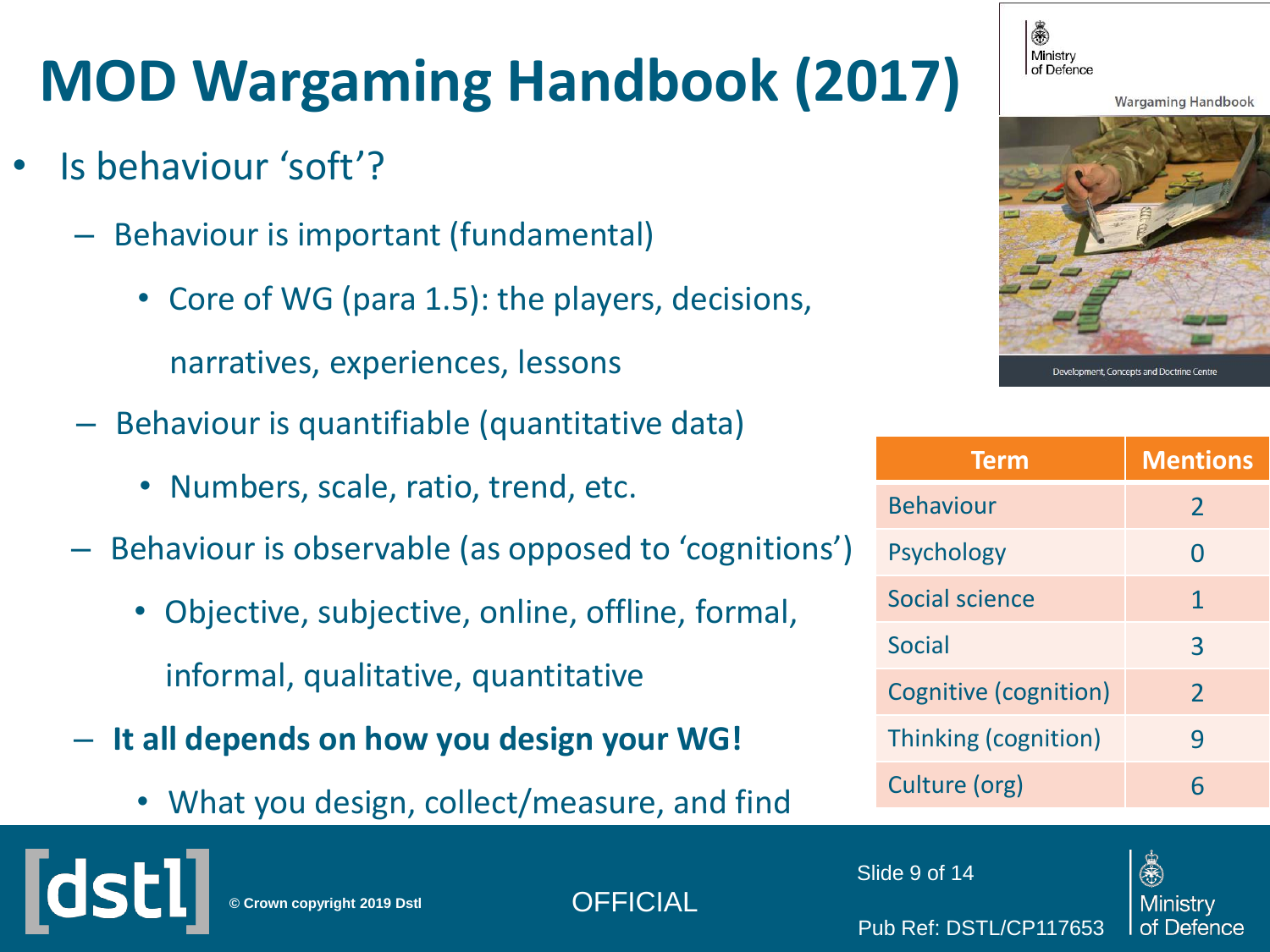# MOD Wargaming Handbook (2017)

- Is behaviour 'soft'?
  - Behaviour is important (fundamental)
    - Core of WG (para 1.5): the players, decisions, narratives, experiences, lessons
  - Behaviour is quantifiable (quantitative data)
    - Numbers, scale, ratio, trend, etc.
  - Behaviour is observable (as opposed to 'cognitions')
    - Objective, subjective, online, offline, formal, informal, qualitative, quantitative
  - **It all depends on how you design your WG!**
    - What you design, collect/measure, and find

| Term | Mentions |
| --- | --- |
| Behaviour | 2 |
| Psychology | 0 |
| Social science | 1 |
| Social | 3 |
| Cognitive (cognition) | 2 |
| Thinking (cognition) | 9 |
| Culture (org) | 6 |

© Crown copyright 2019 Dstl

OFFICIAL

Pub Ref: DSTL/CP117653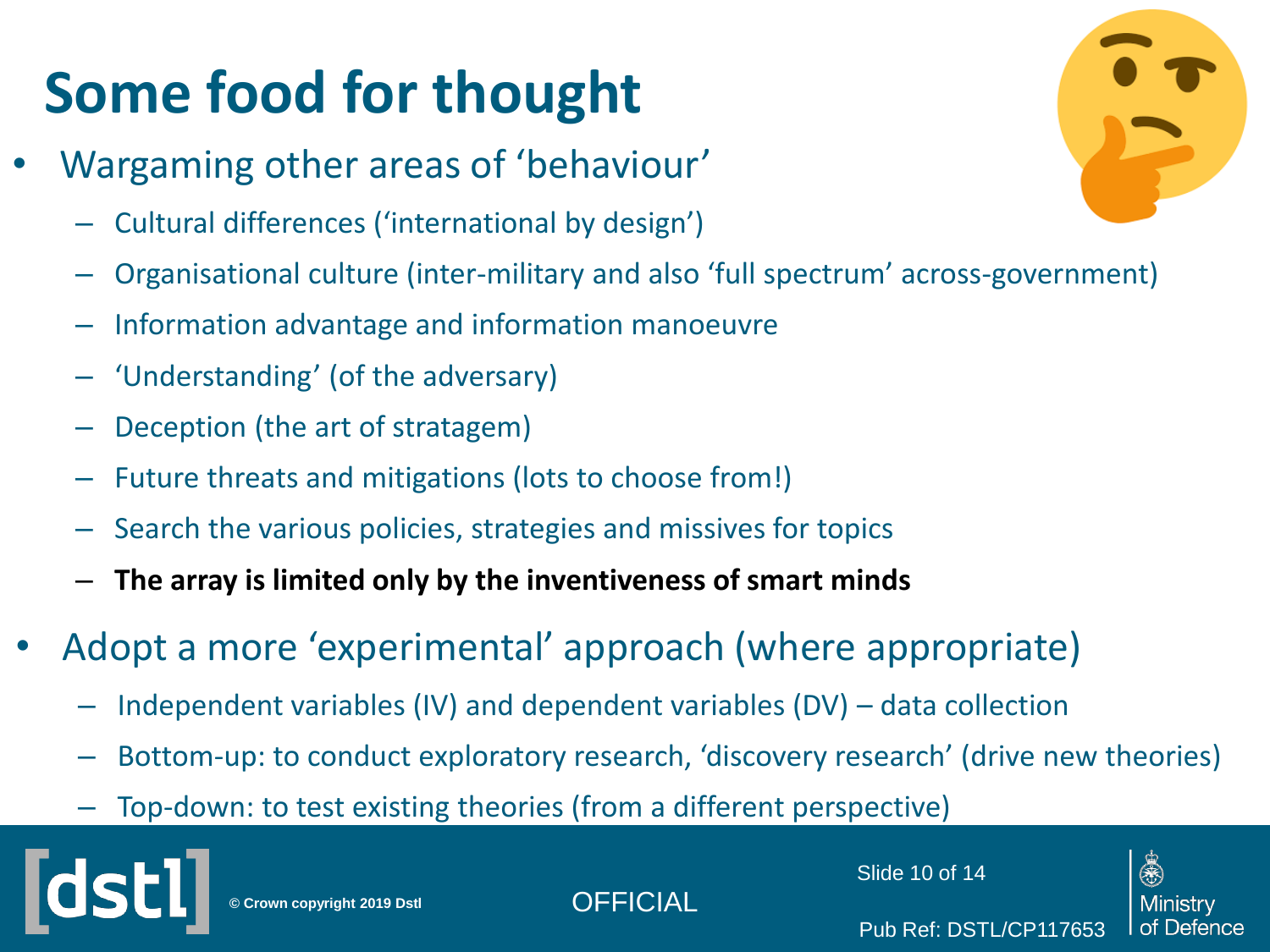# Some food for thought

- Wargaming other areas of ‘behaviour’
  - Cultural differences (‘international by design’)
  - Organisational culture (inter-military and also ‘full spectrum’ across-government)
  - Information advantage and information manoeuvre
  - ‘Understanding’ (of the adversary)
  - Deception (the art of stratagem)
  - Future threats and mitigations (lots to choose from!)
  - Search the various policies, strategies and missives for topics
  - **The array is limited only by the inventiveness of smart minds**
- Adopt a more ‘experimental’ approach (where appropriate)
  - Independent variables (IV) and dependent variables (DV) – data collection
  - Bottom-up: to conduct exploratory research, ‘discovery research’ (drive new theories)
  - Top-down: to test existing theories (from a different perspective)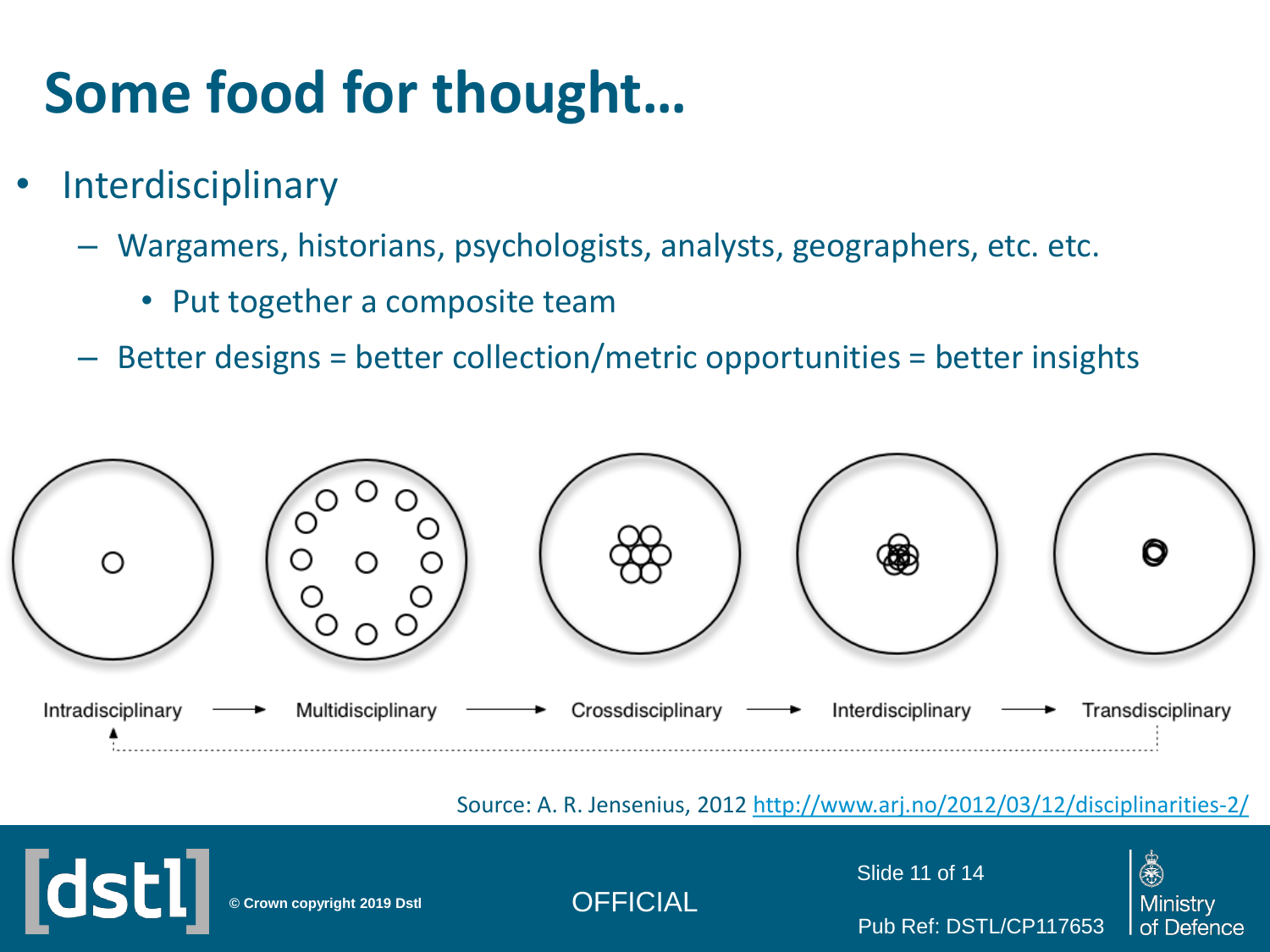# Some food for thought…

- Interdisciplinary
  - Wargamers, historians, psychologists, analysts, geographers, etc. etc.
    - Put together a composite team
  - Better designs = better collection/metric opportunities = better insights

Intradisciplinary → Multidisciplinary → Crossdisciplinary → Interdisciplinary → Transdisciplinary

Source: A. R. Jensenius, 2012 http://www.arj.no/2012/03/12/disciplinarities-2/

© Crown copyright 2019 Dstl

OFFICIAL

Pub Ref: DSTL/CP117653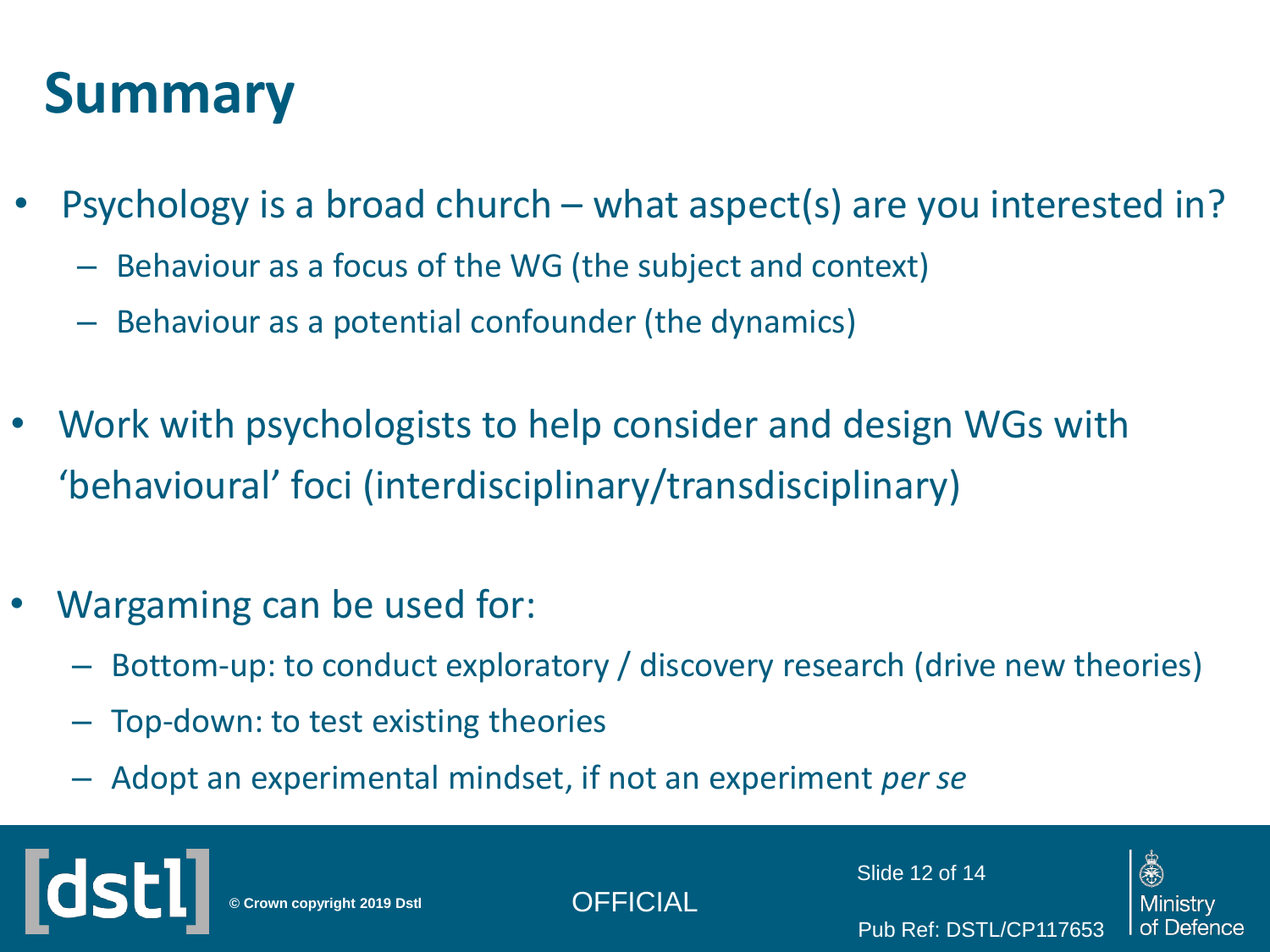# Summary

- Psychology is a broad church – what aspect(s) are you interested in?
  - Behaviour as a focus of the WG (the subject and context)
  - Behaviour as a potential confounder (the dynamics)

- Work with psychologists to help consider and design WGs with 'behavioural' foci (interdisciplinary/transdisciplinary)

- Wargaming can be used for:
  - Bottom-up: to conduct exploratory / discovery research (drive new theories)
  - Top-down: to test existing theories
  - Adopt an experimental mindset, if not an experiment *per se*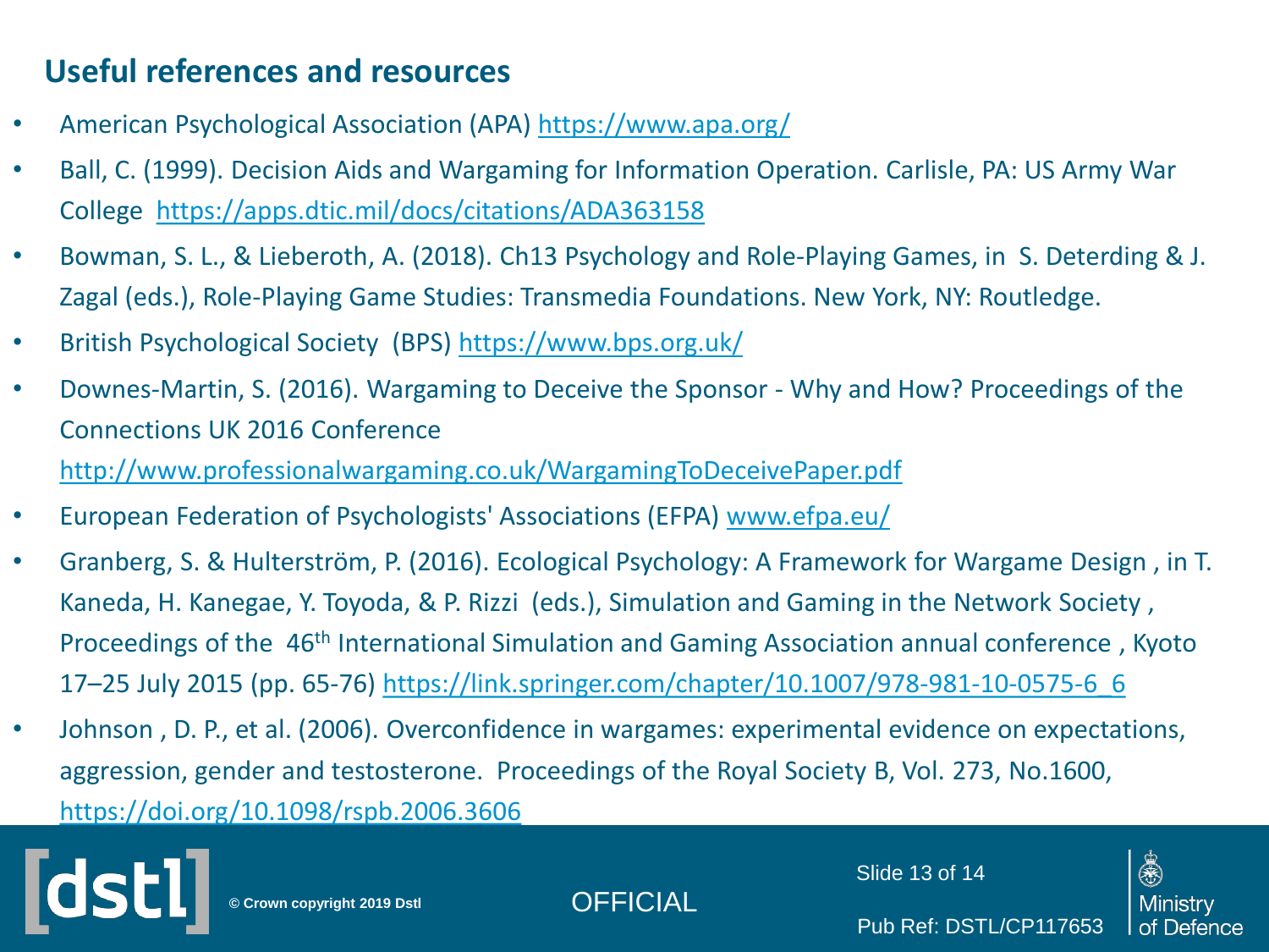## Useful references and resources

- American Psychological Association (APA) https://www.apa.org/
- Ball, C. (1999). Decision Aids and Wargaming for Information Operation. Carlisle, PA: US Army War College https://apps.dtic.mil/docs/citations/ADA363158
- Bowman, S. L., & Lieberoth, A. (2018). Ch13 Psychology and Role-Playing Games, in S. Deterding & J. Zagal (eds.), Role-Playing Game Studies: Transmedia Foundations. New York, NY: Routledge.
- British Psychological Society (BPS) https://www.bps.org.uk/
- Downes-Martin, S. (2016). Wargaming to Deceive the Sponsor - Why and How? Proceedings of the Connections UK 2016 Conference http://www.professionalwargaming.co.uk/WargamingToDeceivePaper.pdf
- European Federation of Psychologists' Associations (EFPA) www.efpa.eu/
- Granberg, S. & Hulterström, P. (2016). Ecological Psychology: A Framework for Wargame Design , in T. Kaneda, H. Kanegae, Y. Toyoda, & P. Rizzi (eds.), Simulation and Gaming in the Network Society , Proceedings of the 46th International Simulation and Gaming Association annual conference , Kyoto 17–25 July 2015 (pp. 65-76) https://link.springer.com/chapter/10.1007/978-981-10-0575-6_6
- Johnson , D. P., et al. (2006). Overconfidence in wargames: experimental evidence on expectations, aggression, gender and testosterone. Proceedings of the Royal Society B, Vol. 273, No.1600, https://doi.org/10.1098/rspb.2006.3606

© Crown copyright 2019 Dstl

OFFICIAL

Pub Ref: DSTL/CP117653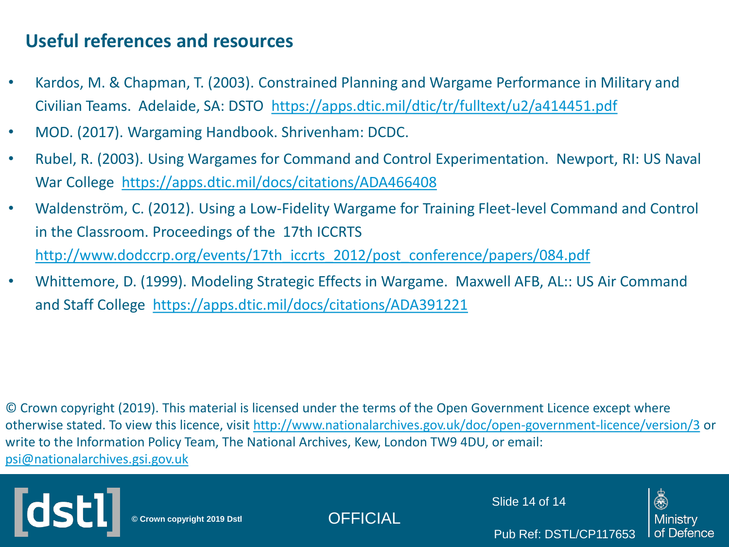## Useful references and resources

- Kardos, M. & Chapman, T. (2003). Constrained Planning and Wargame Performance in Military and Civilian Teams. Adelaide, SA: DSTO https://apps.dtic.mil/dtic/tr/fulltext/u2/a414451.pdf
- MOD. (2017). Wargaming Handbook. Shrivenham: DCDC.
- Rubel, R. (2003). Using Wargames for Command and Control Experimentation. Newport, RI: US Naval War College https://apps.dtic.mil/docs/citations/ADA466408
- Waldenström, C. (2012). Using a Low-Fidelity Wargame for Training Fleet-level Command and Control in the Classroom. Proceedings of the 17th ICCRTS http://www.dodccrp.org/events/17th_iccrts_2012/post_conference/papers/084.pdf
- Whittemore, D. (1999). Modeling Strategic Effects in Wargame. Maxwell AFB, AL:: US Air Command and Staff College https://apps.dtic.mil/docs/citations/ADA391221

© Crown copyright (2019). This material is licensed under the terms of the Open Government Licence except where otherwise stated. To view this licence, visit http://www.nationalarchives.gov.uk/doc/open-government-licence/version/3 or write to the Information Policy Team, The National Archives, Kew, London TW9 4DU, or email: psi@nationalarchives.gsi.gov.uk

© Crown copyright 2019 Dstl

OFFICIAL

Pub Ref: DSTL/CP117653